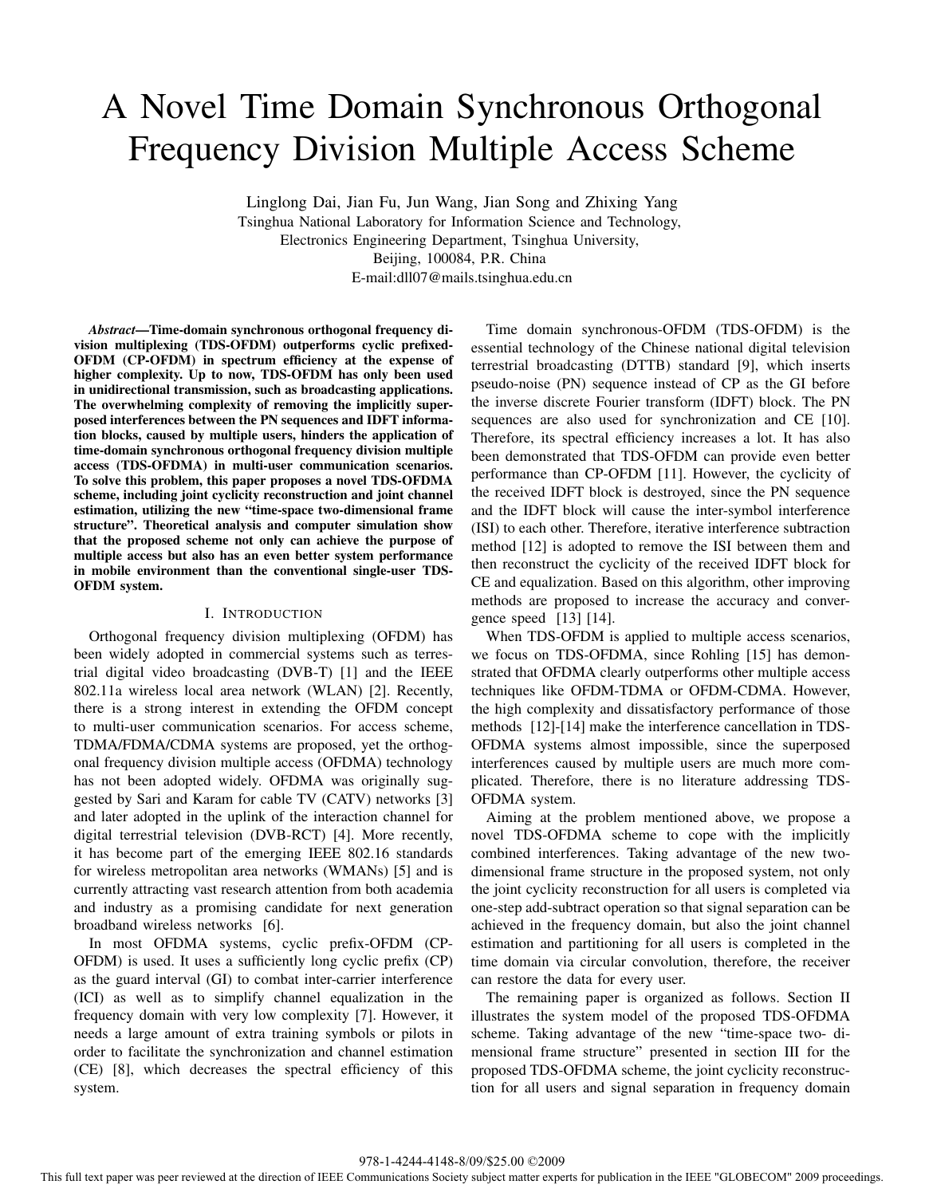# A Novel Time Domain Synchronous Orthogonal Frequency Division Multiple Access Scheme

Linglong Dai, Jian Fu, Jun Wang, Jian Song and Zhixing Yang
Tsinghua National Laboratory for Information Science and Technology,
Electronics Engineering Department, Tsinghua University,
Beijing, 100084, P.R. China
E-mail:dll07@mails.tsinghua.edu.cn

***Abstract*—Time-domain synchronous orthogonal frequency division multiplexing (TDS-OFDM) outperforms cyclic prefixed-OFDM (CP-OFDM) in spectrum efficiency at the expense of higher complexity. Up to now, TDS-OFDM has only been used in unidirectional transmission, such as broadcasting applications. The overwhelming complexity of removing the implicitly superposed interferences between the PN sequences and IDFT information blocks, caused by multiple users, hinders the application of time-domain synchronous orthogonal frequency division multiple access (TDS-OFDMA) in multi-user communication scenarios. To solve this problem, this paper proposes a novel TDS-OFDMA scheme, including joint cyclicity reconstruction and joint channel estimation, utilizing the new "time-space two-dimensional frame structure". Theoretical analysis and computer simulation show that the proposed scheme not only can achieve the purpose of multiple access but also has an even better system performance in mobile environment than the conventional single-user TDS-OFDM system.**

## I. Introduction

Orthogonal frequency division multiplexing (OFDM) has been widely adopted in commercial systems such as terrestrial digital video broadcasting (DVB-T) [1] and the IEEE 802.11a wireless local area network (WLAN) [2]. Recently, there is a strong interest in extending the OFDM concept to multi-user communication scenarios. For access scheme, TDMA/FDMA/CDMA systems are proposed, yet the orthogonal frequency division multiple access (OFDMA) technology has not been adopted widely. OFDMA was originally suggested by Sari and Karam for cable TV (CATV) networks [3] and later adopted in the uplink of the interaction channel for digital terrestrial television (DVB-RCT) [4]. More recently, it has become part of the emerging IEEE 802.16 standards for wireless metropolitan area networks (WMANs) [5] and is currently attracting vast research attention from both academia and industry as a promising candidate for next generation broadband wireless networks [6].

In most OFDMA systems, cyclic prefix-OFDM (CP-OFDM) is used. It uses a sufficiently long cyclic prefix (CP) as the guard interval (GI) to combat inter-carrier interference (ICI) as well as to simplify channel equalization in the frequency domain with very low complexity [7]. However, it needs a large amount of extra training symbols or pilots in order to facilitate the synchronization and channel estimation (CE) [8], which decreases the spectral efficiency of this system.

Time domain synchronous-OFDM (TDS-OFDM) is the essential technology of the Chinese national digital television terrestrial broadcasting (DTTB) standard [9], which inserts pseudo-noise (PN) sequence instead of CP as the GI before the inverse discrete Fourier transform (IDFT) block. The PN sequences are also used for synchronization and CE [10]. Therefore, its spectral efficiency increases a lot. It has also been demonstrated that TDS-OFDM can provide even better performance than CP-OFDM [11]. However, the cyclicity of the received IDFT block is destroyed, since the PN sequence and the IDFT block will cause the inter-symbol interference (ISI) to each other. Therefore, iterative interference subtraction method [12] is adopted to remove the ISI between them and then reconstruct the cyclicity of the received IDFT block for CE and equalization. Based on this algorithm, other improving methods are proposed to increase the accuracy and convergence speed [13] [14].

When TDS-OFDM is applied to multiple access scenarios, we focus on TDS-OFDMA, since Rohling [15] has demonstrated that OFDMA clearly outperforms other multiple access techniques like OFDM-TDMA or OFDM-CDMA. However, the high complexity and dissatisfactory performance of those methods [12]-[14] make the interference cancellation in TDS-OFDMA systems almost impossible, since the superposed interferences caused by multiple users are much more complicated. Therefore, there is no literature addressing TDS-OFDMA system.

Aiming at the problem mentioned above, we propose a novel TDS-OFDMA scheme to cope with the implicitly combined interferences. Taking advantage of the new two-dimensional frame structure in the proposed system, not only the joint cyclicity reconstruction for all users is completed via one-step add-subtract operation so that signal separation can be achieved in the frequency domain, but also the joint channel estimation and partitioning for all users is completed in the time domain via circular convolution, therefore, the receiver can restore the data for every user.

The remaining paper is organized as follows. Section II illustrates the system model of the proposed TDS-OFDMA scheme. Taking advantage of the new "time-space two-dimensional frame structure" presented in section III for the proposed TDS-OFDMA scheme, the joint cyclicity reconstruction for all users and signal separation in frequency domain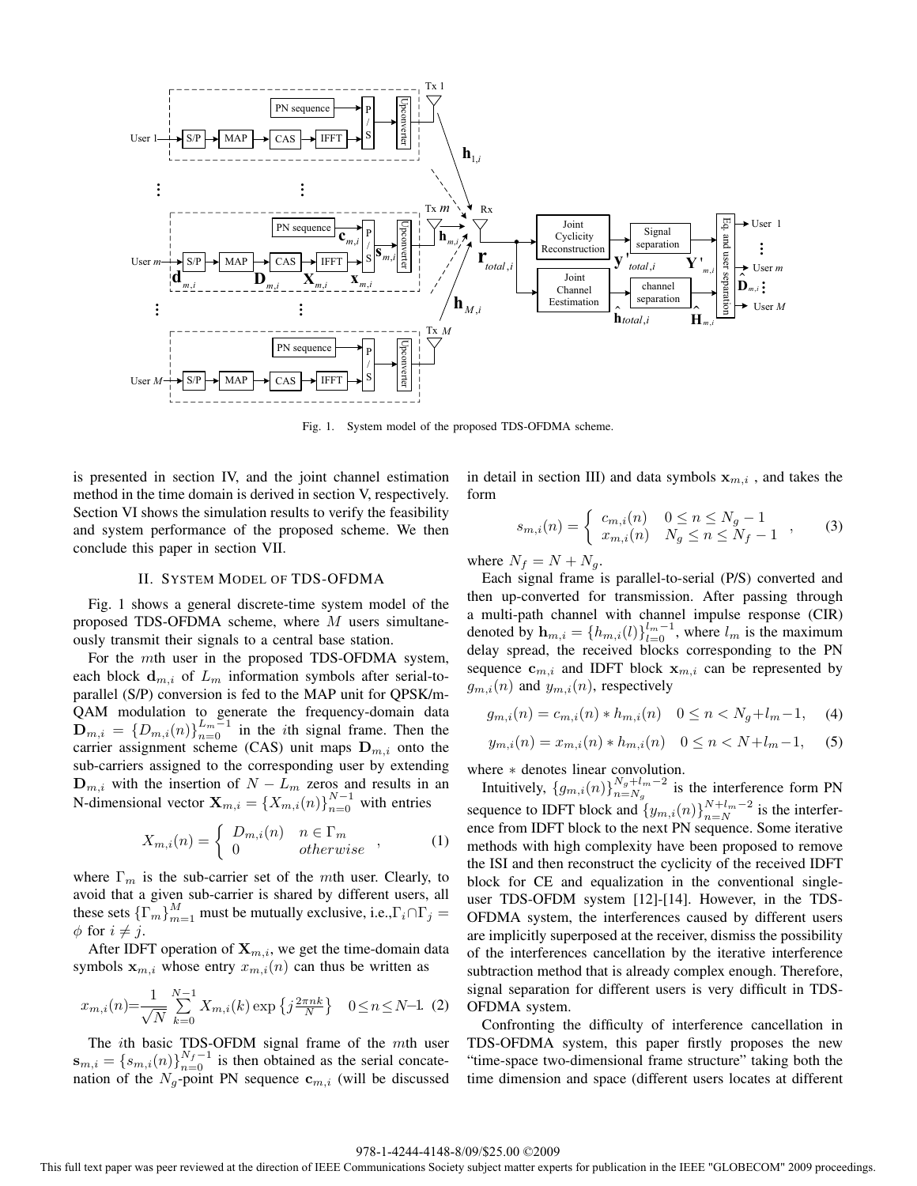Fig. 1. System model of the proposed TDS-OFDMA scheme.

is presented in section IV, and the joint channel estimation method in the time domain is derived in section V, respectively. Section VI shows the simulation results to verify the feasibility and system performance of the proposed scheme. We then conclude this paper in section VII.

## II. System Model of TDS-OFDMA

Fig. 1 shows a general discrete-time system model of the proposed TDS-OFDMA scheme, where $M$ users simultaneously transmit their signals to a central base station.

For the $m$th user in the proposed TDS-OFDMA system, each block $\mathbf{d}_{m,i}$ of $L_m$ information symbols after serial-to-parallel (S/P) conversion is fed to the MAP unit for QPSK/m-QAM modulation to generate the frequency-domain data $\mathbf{D}_{m,i} = \{D_{m,i}(n)\}_{n=0}^{L_m-1}$ in the $i$th signal frame. Then the carrier assignment scheme (CAS) unit maps $\mathbf{D}_{m,i}$ onto the sub-carriers assigned to the corresponding user by extending $\mathbf{D}_{m,i}$ with the insertion of $N - L_m$ zeros and results in an N-dimensional vector $\mathbf{X}_{m,i} = \{X_{m,i}(n)\}_{n=0}^{N-1}$ with entries

$$X_{m,i}(n) = \begin{cases} D_{m,i}(n) & n \in \Gamma_m \\ 0 & otherwise \end{cases}, \qquad (1)$$

where $\Gamma_m$ is the sub-carrier set of the $m$th user. Clearly, to avoid that a given sub-carrier is shared by different users, all these sets $\{\Gamma_m\}_{m=1}^{M}$ must be mutually exclusive, i.e.,$\Gamma_i \cap \Gamma_j = \phi$ for $i \neq j$.

After IDFT operation of $\mathbf{X}_{m,i}$, we get the time-domain data symbols $\mathbf{x}_{m,i}$ whose entry $x_{m,i}(n)$ can thus be written as

$$x_{m,i}(n) = \frac{1}{\sqrt{N}} \sum_{k=0}^{N-1} X_{m,i}(k) \exp\left\{j \frac{2\pi nk}{N}\right\} \quad 0 \leq n \leq N-1. \quad (2)$$

The $i$th basic TDS-OFDM signal frame of the $m$th user $\mathbf{s}_{m,i} = \{s_{m,i}(n)\}_{n=0}^{N_f-1}$ is then obtained as the serial concatenation of the $N_g$-point PN sequence $\mathbf{c}_{m,i}$ (will be discussed in detail in section III) and data symbols $\mathbf{x}_{m,i}$ , and takes the form

$$s_{m,i}(n) = \begin{cases} c_{m,i}(n) & 0 \leq n \leq N_g - 1 \\ x_{m,i}(n) & N_g \leq n \leq N_f - 1 \end{cases}, \qquad (3)$$

where $N_f = N + N_g$.

Each signal frame is parallel-to-serial (P/S) converted and then up-converted for transmission. After passing through a multi-path channel with channel impulse response (CIR) denoted by $\mathbf{h}_{m,i} = \{h_{m,i}(l)\}_{l=0}^{l_m-1}$, where $l_m$ is the maximum delay spread, the received blocks corresponding to the PN sequence $\mathbf{c}_{m,i}$ and IDFT block $\mathbf{x}_{m,i}$ can be represented by $g_{m,i}(n)$ and $y_{m,i}(n)$, respectively

$$g_{m,i}(n) = c_{m,i}(n) * h_{m,i}(n) \quad 0 \leq n < N_g + l_m - 1, \quad (4)$$

$$y_{m,i}(n) = x_{m,i}(n) * h_{m,i}(n) \quad 0 \leq n < N + l_m - 1, \quad (5)$$

where $*$ denotes linear convolution.

Intuitively, $\{g_{m,i}(n)\}_{n=N_g}^{N_g+l_m-2}$ is the interference form PN sequence to IDFT block and $\{y_{m,i}(n)\}_{n=N}^{N+l_m-2}$ is the interference from IDFT block to the next PN sequence. Some iterative methods with high complexity have been proposed to remove the ISI and then reconstruct the cyclicity of the received IDFT block for CE and equalization in the conventional single-user TDS-OFDM system [12]-[14]. However, in the TDS-OFDMA system, the interferences caused by different users are implicitly superposed at the receiver, dismiss the possibility of the interferences cancellation by the iterative interference subtraction method that is already complex enough. Therefore, signal separation for different users is very difficult in TDS-OFDMA system.

Confronting the difficulty of interference cancellation in TDS-OFDMA system, this paper firstly proposes the new "time-space two-dimensional frame structure" taking both the time dimension and space (different users locates at different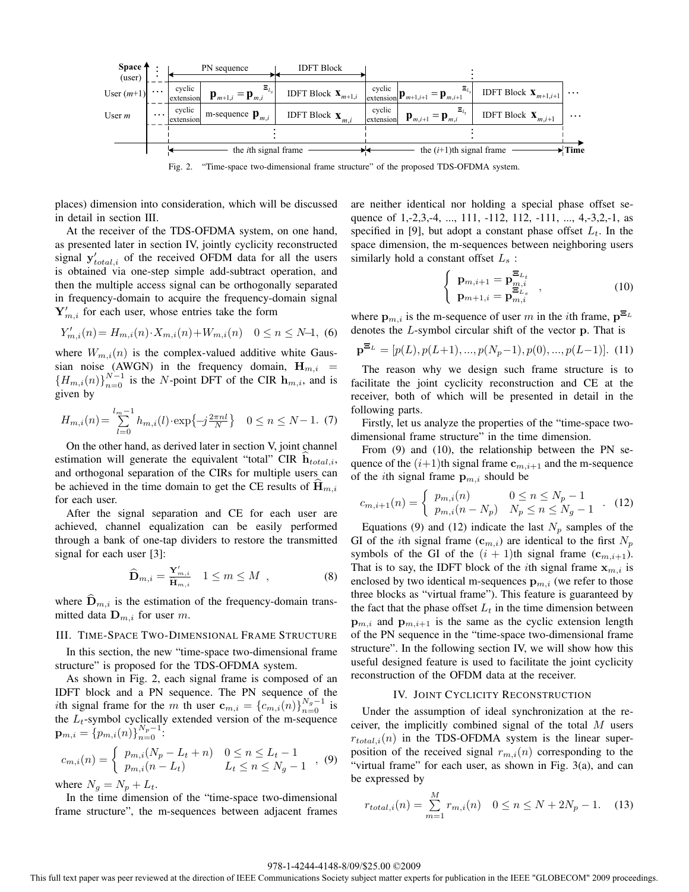Fig. 2. "Time-space two-dimensional frame structure" of the proposed TDS-OFDMA system.

places) dimension into consideration, which will be discussed in detail in section III.

At the receiver of the TDS-OFDMA system, on one hand, as presented later in section IV, jointly cyclicity reconstructed signal $\mathbf{y}'_{total,i}$ of the received OFDM data for all the users is obtained via one-step simple add-subtract operation, and then the multiple access signal can be orthogonally separated in frequency-domain to acquire the frequency-domain signal $\mathbf{Y}'_{m,i}$ for each user, whose entries take the form

$$Y'_{m,i}(n) = H_{m,i}(n)\cdot X_{m,i}(n) + W_{m,i}(n) \quad 0 \le n \le N{-}1, \ (6)$$

where $W_{m,i}(n)$ is the complex-valued additive white Gaussian noise (AWGN) in the frequency domain, $\mathbf{H}_{m,i} = \{H_{m,i}(n)\}_{n=0}^{N-1}$ is the $N$-point DFT of the CIR $\mathbf{h}_{m,i}$, and is given by

$$H_{m,i}(n) = \sum_{l=0}^{l_m-1} h_{m,i}(l)\cdot \exp\{-j\tfrac{2\pi nl}{N}\} \quad 0 \le n \le N-1. \ (7)$$

On the other hand, as derived later in section V, joint channel estimation will generate the equivalent "total" CIR $\widehat{\mathbf{h}}_{total,i}$, and orthogonal separation of the CIRs for multiple users can be achieved in the time domain to get the CE results of $\widehat{\mathbf{H}}_{m,i}$ for each user.

After the signal separation and CE for each user are achieved, channel equalization can be easily performed through a bank of one-tap dividers to restore the transmitted signal for each user [3]:

$$\widehat{\mathbf{D}}_{m,i} = \frac{\mathbf{Y}'_{m,i}}{\widehat{\mathbf{H}}_{m,i}} \quad 1 \le m \le M \ , \qquad (8)$$

where $\widehat{\mathbf{D}}_{m,i}$ is the estimation of the frequency-domain transmitted data $\mathbf{D}_{m,i}$ for user $m$.

## III. Time-Space Two-Dimensional Frame Structure

In this section, the new "time-space two-dimensional frame structure" is proposed for the TDS-OFDMA system.

As shown in Fig. 2, each signal frame is composed of an IDFT block and a PN sequence. The PN sequence of the $i$th signal frame for the $m$ th user $\mathbf{c}_{m,i} = \{c_{m,i}(n)\}_{n=0}^{N_g-1}$ is the $L_t$-symbol cyclically extended version of the m-sequence $\mathbf{p}_{m,i} = \{p_{m,i}(n)\}_{n=0}^{N_p-1}$:

$$c_{m,i}(n) = \begin{cases} p_{m,i}(N_p - L_t + n) & 0 \le n \le L_t - 1 \\ p_{m,i}(n - L_t) & L_t \le n \le N_g - 1 \end{cases}, \ (9)$$

where $N_g = N_p + L_t$.

In the time dimension of the "time-space two-dimensional frame structure", the m-sequences between adjacent frames are neither identical nor holding a special phase offset sequence of 1,-2,3,-4, ..., 111, -112, 112, -111, ..., 4,-3,2,-1, as specified in [9], but adopt a constant phase offset $L_t$. In the space dimension, the m-sequences between neighboring users similarly hold a constant offset $L_s$ :

$$\begin{cases} \mathbf{p}_{m,i+1} = \mathbf{p}_{m,i}^{\Xi_{L_t}} \\ \mathbf{p}_{m+1,i} = \mathbf{p}_{m,i}^{\Xi_{L_s}} \end{cases}, \qquad (10)$$

where $\mathbf{p}_{m,i}$ is the m-sequence of user $m$ in the $i$th frame, $\mathbf{p}^{\Xi_L}$ denotes the $L$-symbol circular shift of the vector $\mathbf{p}$. That is

$$\mathbf{p}^{\Xi_L} = [p(L), p(L{+}1), ..., p(N_p{-}1), p(0), ..., p(L{-}1)]. \ (11)$$

The reason why we design such frame structure is to facilitate the joint cyclicity reconstruction and CE at the receiver, both of which will be presented in detail in the following parts.

Firstly, let us analyze the properties of the "time-space two-dimensional frame structure" in the time dimension.

From (9) and (10), the relationship between the PN sequence of the $(i{+}1)$th signal frame $\mathbf{c}_{m,i+1}$ and the m-sequence of the $i$th signal frame $\mathbf{p}_{m,i}$ should be

$$c_{m,i+1}(n) = \begin{cases} p_{m,i}(n) & 0 \le n \le N_p - 1 \\ p_{m,i}(n - N_p) & N_p \le n \le N_g - 1 \end{cases}. \ (12)$$

Equations (9) and (12) indicate the last $N_p$ samples of the GI of the $i$th signal frame ($\mathbf{c}_{m,i}$) are identical to the first $N_p$ symbols of the GI of the $(i+1)$th signal frame ($\mathbf{c}_{m,i+1}$). That is to say, the IDFT block of the $i$th signal frame $\mathbf{x}_{m,i}$ is enclosed by two identical m-sequences $\mathbf{p}_{m,i}$ (we refer to those three blocks as "virtual frame"). This feature is guaranteed by the fact that the phase offset $L_t$ in the time dimension between $\mathbf{p}_{m,i}$ and $\mathbf{p}_{m,i+1}$ is the same as the cyclic extension length of the PN sequence in the "time-space two-dimensional frame structure". In the following section IV, we will show how this useful designed feature is used to facilitate the joint cyclicity reconstruction of the OFDM data at the receiver.

## IV. Joint Cyclicity Reconstruction

Under the assumption of ideal synchronization at the receiver, the implicitly combined signal of the total $M$ users $r_{total,i}(n)$ in the TDS-OFDMA system is the linear superposition of the received signal $r_{m,i}(n)$ corresponding to the "virtual frame" for each user, as shown in Fig. 3(a), and can be expressed by

$$r_{total,i}(n) = \sum_{m=1}^{M} r_{m,i}(n) \quad 0 \le n \le N + 2N_p - 1. \quad (13)$$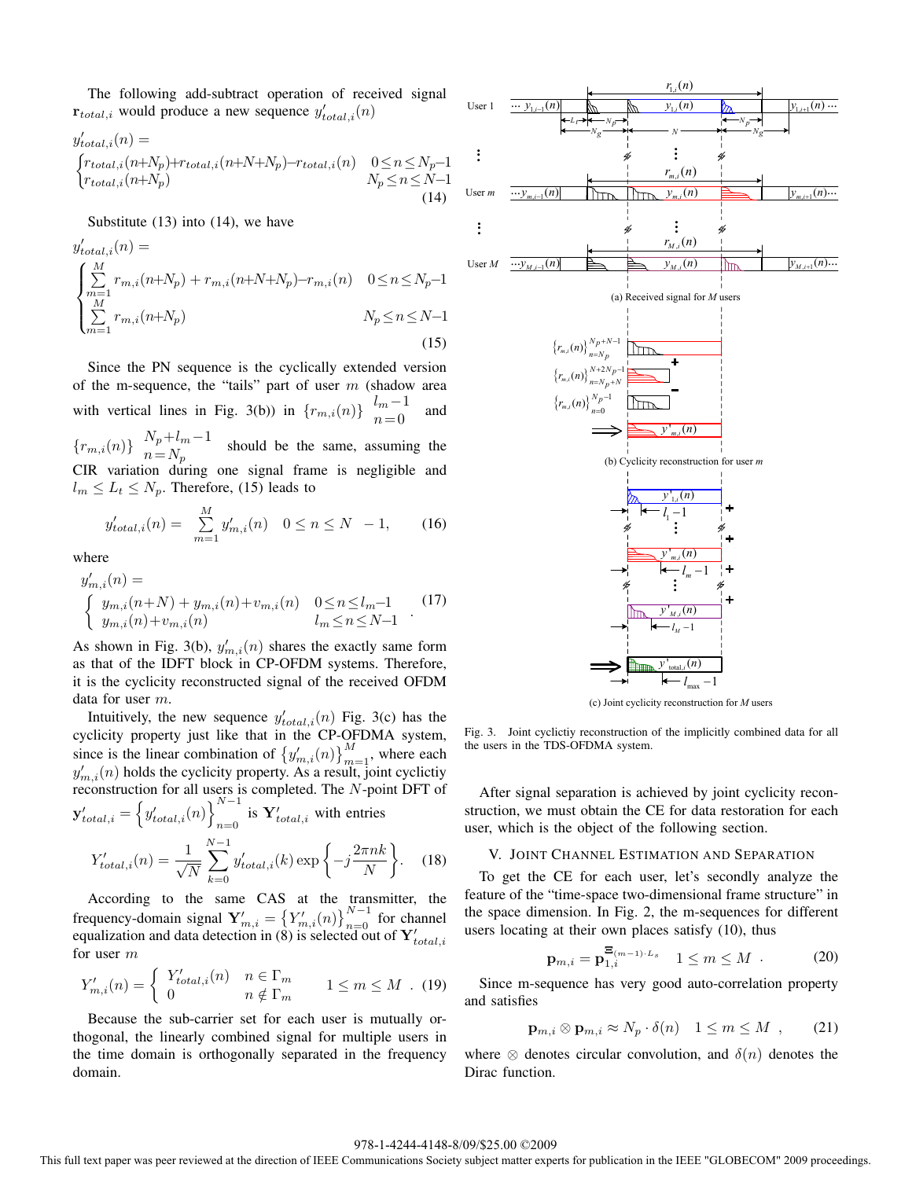The following add-subtract operation of received signal $\mathbf{r}_{total,i}$ would produce a new sequence $y'_{total,i}(n)$

$$y'_{total,i}(n) = \begin{cases} r_{total,i}(n+N_p)+r_{total,i}(n+N+N_p)-r_{total,i}(n) & 0 \le n \le N_p-1 \\ r_{total,i}(n+N_p) & N_p \le n \le N-1 \end{cases} \quad (14)$$

Substitute (13) into (14), we have

$$y'_{total,i}(n) = \begin{cases} \sum_{m=1}^{M} r_{m,i}(n+N_p) + r_{m,i}(n+N+N_p)-r_{m,i}(n) & 0 \le n \le N_p-1 \\ \sum_{m=1}^{M} r_{m,i}(n+N_p) & N_p \le n \le N-1 \end{cases} \quad (15)$$

Since the PN sequence is the cyclically extended version of the m-sequence, the "tails" part of user $m$ (shadow area with vertical lines in Fig. 3(b)) in $\{r_{m,i}(n)\}_{n=0}^{l_m-1}$ and $\{r_{m,i}(n)\}_{n=N_p}^{N_p+l_m-1}$ should be the same, assuming the CIR variation during one signal frame is negligible and $l_m \le L_t \le N_p$. Therefore, (15) leads to

$$y'_{total,i}(n) = \sum_{m=1}^{M} y'_{m,i}(n) \quad 0 \le n \le N-1, \quad (16)$$

where

$$y'_{m,i}(n) = \begin{cases} y_{m,i}(n+N) + y_{m,i}(n)+v_{m,i}(n) & 0 \le n \le l_m-1 \\ y_{m,i}(n)+v_{m,i}(n) & l_m \le n \le N-1 \end{cases} . \quad (17)$$

As shown in Fig. 3(b), $y'_{m,i}(n)$ shares the exactly same form as that of the IDFT block in CP-OFDM systems. Therefore, it is the cyclicity reconstructed signal of the received OFDM data for user $m$.

Intuitively, the new sequence $y'_{total,i}(n)$ Fig. 3(c) has the cyclicity property just like that in the CP-OFDMA system, since is the linear combination of $\{y'_{m,i}(n)\}_{m=1}^{M}$, where each $y'_{m,i}(n)$ holds the cyclicity property. As a result, joint cyclictiy reconstruction for all users is completed. The $N$-point DFT of $\mathbf{y}'_{total,i} = \{y'_{total,i}(n)\}_{n=0}^{N-1}$ is $\mathbf{Y}'_{total,i}$ with entries

$$Y'_{total,i}(n) = \frac{1}{\sqrt{N}} \sum_{k=0}^{N-1} y'_{total,i}(k) \exp\left\{-j\frac{2\pi nk}{N}\right\}. \quad (18)$$

According to the same CAS at the transmitter, the frequency-domain signal $\mathbf{Y}'_{m,i} = \{Y'_{m,i}(n)\}_{n=0}^{N-1}$ for channel equalization and data detection in (8) is selected out of $\mathbf{Y}'_{total,i}$ for user $m$

$$Y'_{m,i}(n) = \begin{cases} Y'_{total,i}(n) & n \in \Gamma_m \\ 0 & n \notin \Gamma_m \end{cases} \quad 1 \le m \le M \ . \quad (19)$$

Because the sub-carrier set for each user is mutually orthogonal, the linearly combined signal for multiple users in the time domain is orthogonally separated in the frequency domain.

Fig. 3. Joint cyclictiy reconstruction of the implicitly combined data for all the users in the TDS-OFDMA system.

After signal separation is achieved by joint cyclicity reconstruction, we must obtain the CE for data restoration for each user, which is the object of the following section.

## V. Joint Channel Estimation and Separation

To get the CE for each user, let's secondly analyze the feature of the "time-space two-dimensional frame structure" in the space dimension. In Fig. 2, the m-sequences for different users locating at their own places satisfy (10), thus

$$\mathbf{p}_{m,i} = \mathbf{p}_{1,i}^{\Xi_{(m-1)\cdot L_s}} \quad 1 \le m \le M \ . \quad (20)$$

Since m-sequence has very good auto-correlation property and satisfies

$$\mathbf{p}_{m,i} \otimes \mathbf{p}_{m,i} \approx N_p \cdot \delta(n) \quad 1 \le m \le M \ , \quad (21)$$

where $\otimes$ denotes circular convolution, and $\delta(n)$ denotes the Dirac function.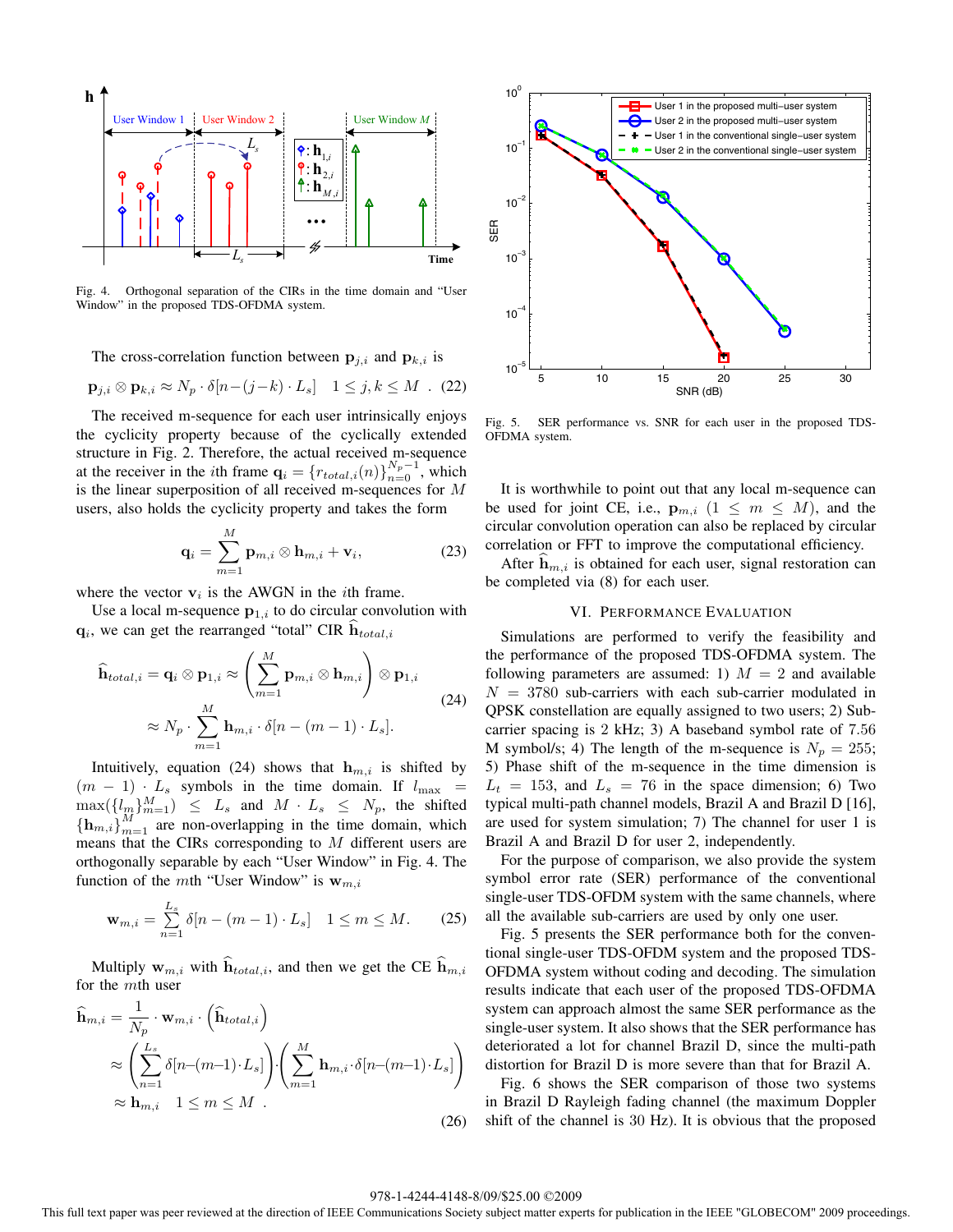Fig. 4. Orthogonal separation of the CIRs in the time domain and "User Window" in the proposed TDS-OFDMA system.

The cross-correlation function between $\mathbf{p}_{j,i}$ and $\mathbf{p}_{k,i}$ is

$$\mathbf{p}_{j,i} \otimes \mathbf{p}_{k,i} \approx N_p \cdot \delta[n-(j-k) \cdot L_s] \quad 1 \leq j,k \leq M \ . \quad (22)$$

The received m-sequence for each user intrinsically enjoys the cyclicity property because of the cyclically extended structure in Fig. 2. Therefore, the actual received m-sequence at the receiver in the $i$th frame $\mathbf{q}_i = \{r_{total,i}(n)\}_{n=0}^{N_p-1}$, which is the linear superposition of all received m-sequences for $M$ users, also holds the cyclicity property and takes the form

$$\mathbf{q}_i = \sum_{m=1}^{M} \mathbf{p}_{m,i} \otimes \mathbf{h}_{m,i} + \mathbf{v}_i, \quad (23)$$

where the vector $\mathbf{v}_i$ is the AWGN in the $i$th frame.

Use a local m-sequence $\mathbf{p}_{1,i}$ to do circular convolution with $\mathbf{q}_i$, we can get the rearranged "total" CIR $\widehat{\mathbf{h}}_{total,i}$

$$\begin{aligned}\widehat{\mathbf{h}}_{total,i} = \mathbf{q}_i \otimes \mathbf{p}_{1,i} &\approx \left( \sum_{m=1}^{M} \mathbf{p}_{m,i} \otimes \mathbf{h}_{m,i} \right) \otimes \mathbf{p}_{1,i} \\ &\approx N_p \cdot \sum_{m=1}^{M} \mathbf{h}_{m,i} \cdot \delta[n-(m-1) \cdot L_s].\end{aligned} \quad (24)$$

Intuitively, equation (24) shows that $\mathbf{h}_{m,i}$ is shifted by $(m-1) \cdot L_s$ symbols in the time domain. If $l_{\max} = \max(\{l_m\}_{m=1}^{M}) \leq L_s$ and $M \cdot L_s \leq N_p$, the shifted $\{\mathbf{h}_{m,i}\}_{m=1}^{M}$ are non-overlapping in the time domain, which means that the CIRs corresponding to $M$ different users are orthogonally separable by each "User Window" in Fig. 4. The function of the $m$th "User Window" is $\mathbf{w}_{m,i}$

$$\mathbf{w}_{m,i} = \sum_{n=1}^{L_s} \delta[n-(m-1) \cdot L_s] \quad 1 \leq m \leq M. \quad (25)$$

Multiply $\mathbf{w}_{m,i}$ with $\widehat{\mathbf{h}}_{total,i}$, and then we get the CE $\widehat{\mathbf{h}}_{m,i}$ for the $m$th user

$$\begin{aligned}\widehat{\mathbf{h}}_{m,i} &= \frac{1}{N_p} \cdot \mathbf{w}_{m,i} \cdot \left( \widehat{\mathbf{h}}_{total,i} \right) \\ &\approx \left( \sum_{n=1}^{L_s} \delta[n-(m-1) \cdot L_s] \right) \cdot \left( \sum_{m=1}^{M} \mathbf{h}_{m,i} \cdot \delta[n-(m-1) \cdot L_s] \right) \\ &\approx \mathbf{h}_{m,i} \quad 1 \leq m \leq M \ .\end{aligned} \quad (26)$$

Fig. 5. SER performance vs. SNR for each user in the proposed TDS-OFDMA system.

It is worthwhile to point out that any local m-sequence can be used for joint CE, i.e., $\mathbf{p}_{m,i}$ $(1 \leq m \leq M)$, and the circular convolution operation can also be replaced by circular correlation or FFT to improve the computational efficiency.

After $\widehat{\mathbf{h}}_{m,i}$ is obtained for each user, signal restoration can be completed via (8) for each user.

## VI. Performance Evaluation

Simulations are performed to verify the feasibility and the performance of the proposed TDS-OFDMA system. The following parameters are assumed: 1) $M = 2$ and available $N = 3780$ sub-carriers with each sub-carrier modulated in QPSK constellation are equally assigned to two users; 2) Sub-carrier spacing is 2 kHz; 3) A baseband symbol rate of 7.56 M symbol/s; 4) The length of the m-sequence is $N_p = 255$; 5) Phase shift of the m-sequence in the time dimension is $L_t = 153$, and $L_s = 76$ in the space dimension; 6) Two typical multi-path channel models, Brazil A and Brazil D [16], are used for system simulation; 7) The channel for user 1 is Brazil A and Brazil D for user 2, independently.

For the purpose of comparison, we also provide the system symbol error rate (SER) performance of the conventional single-user TDS-OFDM system with the same channels, where all the available sub-carriers are used by only one user.

Fig. 5 presents the SER performance both for the conventional single-user TDS-OFDM system and the proposed TDS-OFDMA system without coding and decoding. The simulation results indicate that each user of the proposed TDS-OFDMA system can approach almost the same SER performance as the single-user system. It also shows that the SER performance has deteriorated a lot for channel Brazil D, since the multi-path distortion for Brazil D is more severe than that for Brazil A.

Fig. 6 shows the SER comparison of those two systems in Brazil D Rayleigh fading channel (the maximum Doppler shift of the channel is 30 Hz). It is obvious that the proposed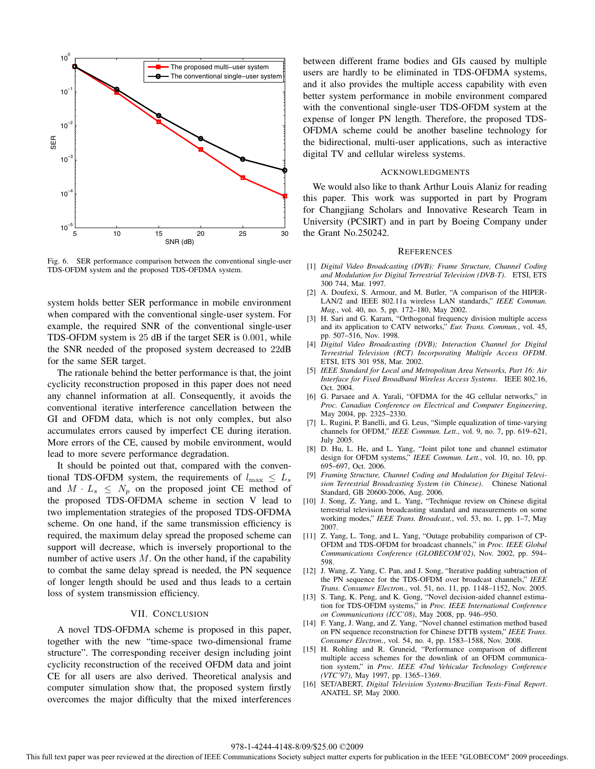$10^0$
$10^{-1}$
$10^{-2}$
$10^{-3}$
$10^{-4}$
$10^{-5}$
SER
5
10
15
20
25
30
SNR (dB)
The proposed multi–user system
The conventional single–user system

Fig. 6. SER performance comparison between the conventional single-user TDS-OFDM system and the proposed TDS-OFDMA system.

system holds better SER performance in mobile environment when compared with the conventional single-user system. For example, the required SNR of the conventional single-user TDS-OFDM system is 25 dB if the target SER is 0.001, while the SNR needed of the proposed system decreased to 22dB for the same SER target.

The rationale behind the better performance is that, the joint cyclicity reconstruction proposed in this paper does not need any channel information at all. Consequently, it avoids the conventional iterative interference cancellation between the GI and OFDM data, which is not only complex, but also accumulates errors caused by imperfect CE during iteration. More errors of the CE, caused by mobile environment, would lead to more severe performance degradation.

It should be pointed out that, compared with the conventional TDS-OFDM system, the requirements of $l_{\max} \leq L_s$ and $M \cdot L_s \leq N_p$ on the proposed joint CE method of the proposed TDS-OFDMA scheme in section V lead to two implementation strategies of the proposed TDS-OFDMA scheme. On one hand, if the same transmission efficiency is required, the maximum delay spread the proposed scheme can support will decrease, which is inversely proportional to the number of active users $M$. On the other hand, if the capability to combat the same delay spread is needed, the PN sequence of longer length should be used and thus leads to a certain loss of system transmission efficiency.

## VII. Conclusion

A novel TDS-OFDMA scheme is proposed in this paper, together with the new "time-space two-dimensional frame structure". The corresponding receiver design including joint cyclicity reconstruction of the received OFDM data and joint CE for all users are also derived. Theoretical analysis and computer simulation show that, the proposed system firstly overcomes the major difficulty that the mixed interferences between different frame bodies and GIs caused by multiple users are hardly to be eliminated in TDS-OFDMA systems, and it also provides the multiple access capability with even better system performance in mobile environment compared with the conventional single-user TDS-OFDM system at the expense of longer PN length. Therefore, the proposed TDS-OFDMA scheme could be another baseline technology for the bidirectional, multi-user applications, such as interactive digital TV and cellular wireless systems.

## Acknowledgments

We would also like to thank Arthur Louis Alaniz for reading this paper. This work was supported in part by Program for Changjiang Scholars and Innovative Research Team in University (PCSIRT) and in part by Boeing Company under the Grant No.250242.

## References

[1] *Digital Video Broadcasting (DVB): Frame Structure, Channel Coding and Modulation for Digital Terrestrial Television (DVB-T)*. ETSI, ETS 300 744, Mar. 1997.

[2] A. Doufexi, S. Armour, and M. Butler, "A comparison of the HIPERLAN/2 and IEEE 802.11a wireless LAN standards," *IEEE Commun. Mag.*, vol. 40, no. 5, pp. 172–180, May 2002.

[3] H. Sari and G. Karam, "Orthogonal frequency division multiple access and its application to CATV networks," *Eur. Trans. Commun.*, vol. 45, pp. 507–516, Nov. 1998.

[4] *Digital Video Broadcasting (DVB); Interaction Channel for Digital Terrestrial Television (RCT) Incorporating Multiple Access OFDM*. ETSI, ETS 301 958, Mar. 2002.

[5] *IEEE Standard for Local and Metropolitan Area Networks, Part 16: Air Interface for Fixed Broadband Wireless Access Systems*. IEEE 802.16, Oct. 2004.

[6] G. Parsaee and A. Yarali, "OFDMA for the 4G cellular networks," in *Proc. Canadian Conference on Electrical and Computer Engineering*, May 2004, pp. 2325–2330.

[7] L. Rugini, P. Banelli, and G. Leus, "Simple equalization of time-varying channels for OFDM," *IEEE Commun. Lett.*, vol. 9, no. 7, pp. 619–621, July 2005.

[8] D. Hu, L. He, and L. Yang, "Joint pilot tone and channel estimator design for OFDM systems," *IEEE Commun. Lett.*, vol. 10, no. 10, pp. 695–697, Oct. 2006.

[9] *Framing Structure, Channel Coding and Modulation for Digital Television Terrestrial Broadcasting System (in Chinese)*. Chinese National Standard, GB 20600-2006, Aug. 2006.

[10] J. Song, Z. Yang, and L. Yang, "Technique review on Chinese digital terrestrial television broadcasting standard and measurements on some working modes," *IEEE Trans. Broadcast.*, vol. 53, no. 1, pp. 1–7, May 2007.

[11] Z. Yang, L. Tong, and L. Yang, "Outage probability comparison of CP-OFDM and TDS-OFDM for broadcast channels," in *Proc. IEEE Global Communications Conference (GLOBECOM'02)*, Nov. 2002, pp. 594–598.

[12] J. Wang, Z. Yang, C. Pan, and J. Song, "Iterative padding subtraction of the PN sequence for the TDS-OFDM over broadcast channels," *IEEE Trans. Consumer Electron.*, vol. 51, no. 11, pp. 1148–1152, Nov. 2005.

[13] S. Tang, K. Peng, and K. Gong, "Novel decision-aided channel estimation for TDS-OFDM systems," in *Proc. IEEE International Conference on Communications (ICC'08)*, May 2008, pp. 946–950.

[14] F. Yang, J. Wang, and Z. Yang, "Novel channel estimation method based on PN sequence reconstruction for Chinese DTTB system," *IEEE Trans. Consumer Electron.*, vol. 54, no. 4, pp. 1583–1588, Nov. 2008.

[15] H. Rohling and R. Gruneid, "Performance comparison of different multiple access schemes for the downlink of an OFDM communication system," in *Proc. IEEE 47nd Vehicular Technology Conference (VTC'97)*, May 1997, pp. 1365–1369.

[16] SET/ABERT, *Digital Television Systems-Brazilian Tests-Final Report*. ANATEL SP, May 2000.